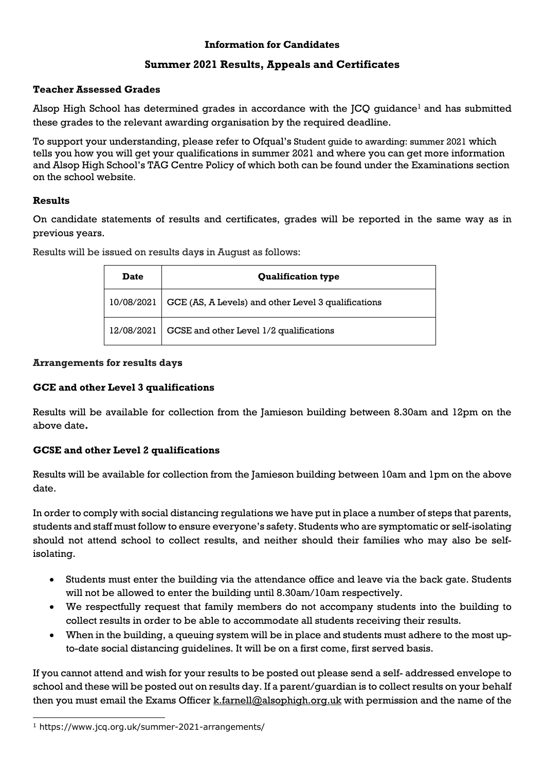**Information for Candidates**

# Summer 2021 Results, Appeals and Certificates

## Teacher Assessed Grades

Alsop High School has determined grades in accordance with the JCQ guidance[1] and has submitted these grades to the relevant awarding organisation by the required deadline.

To support your understanding, please refer to Ofqual's Student guide to awarding: summer 2021 which tells you how you will get your qualifications in summer 2021 and where you can get more information and Alsop High School's TAG Centre Policy of which both can be found under the Examinations section on the school website.

## Results

On candidate statements of results and certificates, grades will be reported in the same way as in previous years.

Results will be issued on results days in August as follows:

| Date | Qualification type |
|---|---|
| 10/08/2021 | GCE (AS, A Levels) and other Level 3 qualifications |
| 12/08/2021 | GCSE and other Level 1/2 qualifications |

## Arrangements for results days

### GCE and other Level 3 qualifications

Results will be available for collection from the Jamieson building between 8.30am and 12pm on the above date**.**

### GCSE and other Level 2 qualifications

Results will be available for collection from the Jamieson building between 10am and 1pm on the above date.

In order to comply with social distancing regulations we have put in place a number of steps that parents, students and staff must follow to ensure everyone's safety. Students who are symptomatic or self-isolating should not attend school to collect results, and neither should their families who may also be self-isolating.

- Students must enter the building via the attendance office and leave via the back gate. Students will not be allowed to enter the building until 8.30am/10am respectively.
- We respectfully request that family members do not accompany students into the building to collect results in order to be able to accommodate all students receiving their results.
- When in the building, a queuing system will be in place and students must adhere to the most up-to-date social distancing guidelines. It will be on a first come, first served basis.

If you cannot attend and wish for your results to be posted out please send a self- addressed envelope to school and these will be posted out on results day. If a parent/guardian is to collect results on your behalf then you must email the Exams Officer k.farnell@alsophigh.org.uk with permission and the name of the

[1] https://www.jcq.org.uk/summer-2021-arrangements/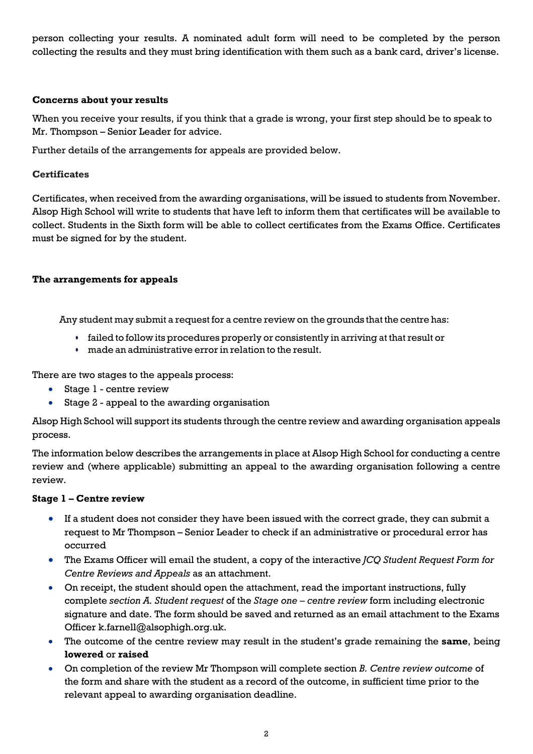person collecting your results. A nominated adult form will need to be completed by the person collecting the results and they must bring identification with them such as a bank card, driver's license.

**Concerns about your results**

When you receive your results, if you think that a grade is wrong, your first step should be to speak to Mr. Thompson – Senior Leader for advice.

Further details of the arrangements for appeals are provided below.

**Certificates**

Certificates, when received from the awarding organisations, will be issued to students from November. Alsop High School will write to students that have left to inform them that certificates will be available to collect. Students in the Sixth form will be able to collect certificates from the Exams Office. Certificates must be signed for by the student.

**The arrangements for appeals**

Any student may submit a request for a centre review on the grounds that the centre has:

- failed to follow its procedures properly or consistently in arriving at that result or
- made an administrative error in relation to the result.

There are two stages to the appeals process:

- Stage 1 - centre review
- Stage 2 - appeal to the awarding organisation

Alsop High School will support its students through the centre review and awarding organisation appeals process.

The information below describes the arrangements in place at Alsop High School for conducting a centre review and (where applicable) submitting an appeal to the awarding organisation following a centre review.

**Stage 1 – Centre review**

- If a student does not consider they have been issued with the correct grade, they can submit a request to Mr Thompson – Senior Leader to check if an administrative or procedural error has occurred
- The Exams Officer will email the student, a copy of the interactive *JCQ Student Request Form for Centre Reviews and Appeals* as an attachment.
- On receipt, the student should open the attachment, read the important instructions, fully complete *section A. Student request* of the *Stage one – centre review* form including electronic signature and date. The form should be saved and returned as an email attachment to the Exams Officer k.farnell@alsophigh.org.uk.
- The outcome of the centre review may result in the student's grade remaining the **same**, being **lowered** or **raised**
- On completion of the review Mr Thompson will complete section *B. Centre review outcome* of the form and share with the student as a record of the outcome, in sufficient time prior to the relevant appeal to awarding organisation deadline.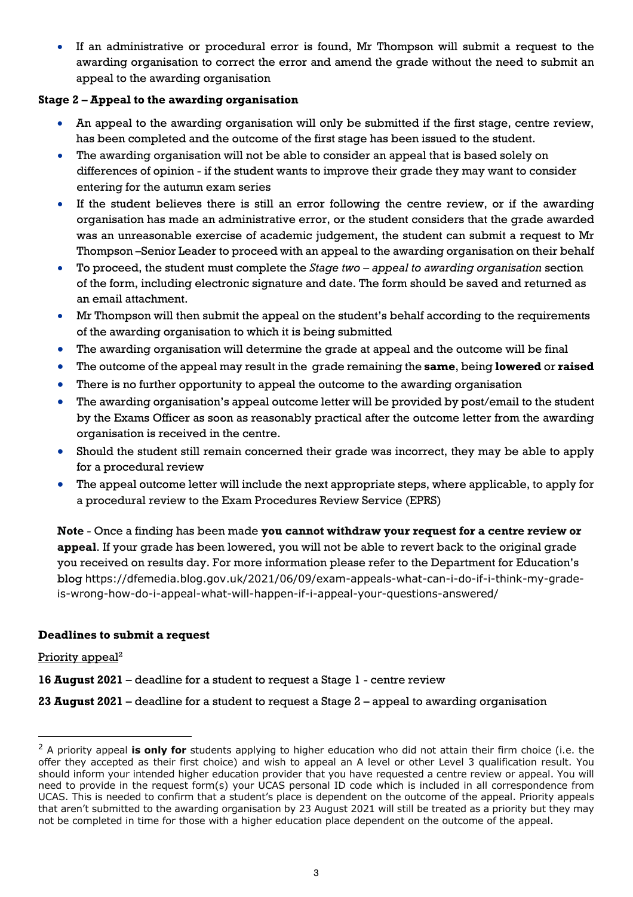- If an administrative or procedural error is found, Mr Thompson will submit a request to the awarding organisation to correct the error and amend the grade without the need to submit an appeal to the awarding organisation

**Stage 2 – Appeal to the awarding organisation**

- An appeal to the awarding organisation will only be submitted if the first stage, centre review, has been completed and the outcome of the first stage has been issued to the student.
- The awarding organisation will not be able to consider an appeal that is based solely on differences of opinion - if the student wants to improve their grade they may want to consider entering for the autumn exam series
- If the student believes there is still an error following the centre review, or if the awarding organisation has made an administrative error, or the student considers that the grade awarded was an unreasonable exercise of academic judgement, the student can submit a request to Mr Thompson –Senior Leader to proceed with an appeal to the awarding organisation on their behalf
- To proceed, the student must complete the *Stage two – appeal to awarding organisation* section of the form, including electronic signature and date. The form should be saved and returned as an email attachment.
- Mr Thompson will then submit the appeal on the student's behalf according to the requirements of the awarding organisation to which it is being submitted
- The awarding organisation will determine the grade at appeal and the outcome will be final
- The outcome of the appeal may result in the grade remaining the **same**, being **lowered** or **raised**
- There is no further opportunity to appeal the outcome to the awarding organisation
- The awarding organisation's appeal outcome letter will be provided by post/email to the student by the Exams Officer as soon as reasonably practical after the outcome letter from the awarding organisation is received in the centre.
- Should the student still remain concerned their grade was incorrect, they may be able to apply for a procedural review
- The appeal outcome letter will include the next appropriate steps, where applicable, to apply for a procedural review to the Exam Procedures Review Service (EPRS)

**Note** - Once a finding has been made **you cannot withdraw your request for a centre review or appeal**. If your grade has been lowered, you will not be able to revert back to the original grade you received on results day. For more information please refer to the Department for Education's blog https://dfemedia.blog.gov.uk/2021/06/09/exam-appeals-what-can-i-do-if-i-think-my-grade-is-wrong-how-do-i-appeal-what-will-happen-if-i-appeal-your-questions-answered/

**Deadlines to submit a request**

Priority appeal[2]

**16 August 2021** – deadline for a student to request a Stage 1 - centre review

**23 August 2021** – deadline for a student to request a Stage 2 – appeal to awarding organisation

[2] A priority appeal **is only for** students applying to higher education who did not attain their firm choice (i.e. the offer they accepted as their first choice) and wish to appeal an A level or other Level 3 qualification result. You should inform your intended higher education provider that you have requested a centre review or appeal. You will need to provide in the request form(s) your UCAS personal ID code which is included in all correspondence from UCAS. This is needed to confirm that a student's place is dependent on the outcome of the appeal. Priority appeals that aren't submitted to the awarding organisation by 23 August 2021 will still be treated as a priority but they may not be completed in time for those with a higher education place dependent on the outcome of the appeal.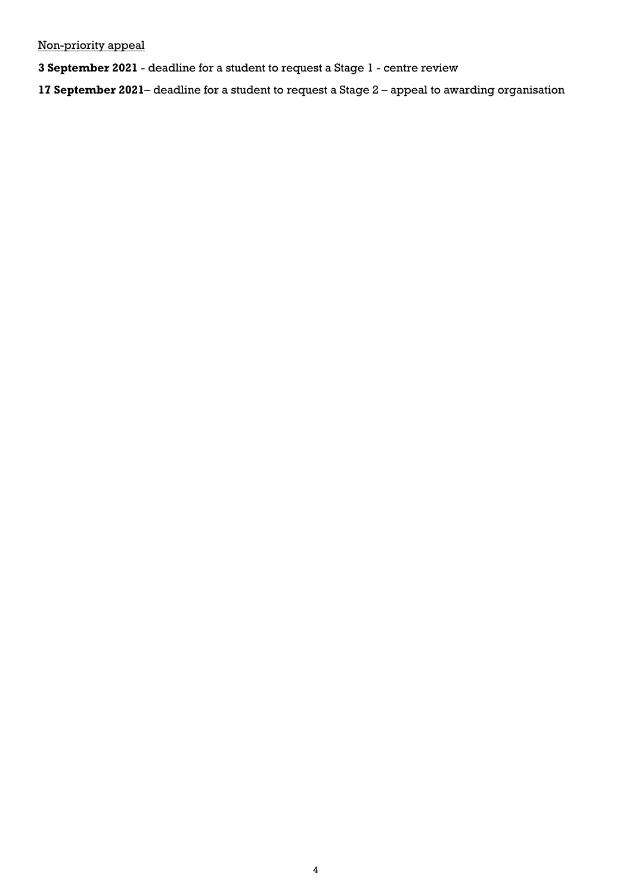<u>Non-priority appeal</u>

**3 September 2021** - deadline for a student to request a Stage 1 - centre review

**17 September 2021**– deadline for a student to request a Stage 2 – appeal to awarding organisation